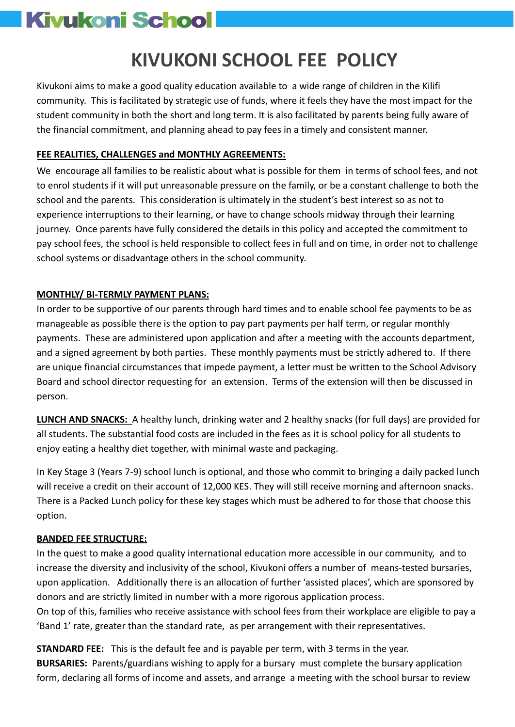# KIVUKONI SCHOOL FEE POLICY

Kivukoni aims to make a good quality education available to a wide range of children in the Kilifi community. This is facilitated by strategic use of funds, where it feels they have the most impact for the student community in both the short and long term. It is also facilitated by parents being fully aware of the financial commitment, and planning ahead to pay fees in a timely and consistent manner.

**FEE REALITIES, CHALLENGES and MONTHLY AGREEMENTS:**

We encourage all families to be realistic about what is possible for them in terms of school fees, and not to enrol students if it will put unreasonable pressure on the family, or be a constant challenge to both the school and the parents. This consideration is ultimately in the student's best interest so as not to experience interruptions to their learning, or have to change schools midway through their learning journey. Once parents have fully considered the details in this policy and accepted the commitment to pay school fees, the school is held responsible to collect fees in full and on time, in order not to challenge school systems or disadvantage others in the school community.

**MONTHLY/ BI-TERMLY PAYMENT PLANS:**

In order to be supportive of our parents through hard times and to enable school fee payments to be as manageable as possible there is the option to pay part payments per half term, or regular monthly payments. These are administered upon application and after a meeting with the accounts department, and a signed agreement by both parties. These monthly payments must be strictly adhered to. If there are unique financial circumstances that impede payment, a letter must be written to the School Advisory Board and school director requesting for an extension. Terms of the extension will then be discussed in person.

**LUNCH AND SNACKS:** A healthy lunch, drinking water and 2 healthy snacks (for full days) are provided for all students. The substantial food costs are included in the fees as it is school policy for all students to enjoy eating a healthy diet together, with minimal waste and packaging.

In Key Stage 3 (Years 7-9) school lunch is optional, and those who commit to bringing a daily packed lunch will receive a credit on their account of 12,000 KES. They will still receive morning and afternoon snacks. There is a Packed Lunch policy for these key stages which must be adhered to for those that choose this option.

**BANDED FEE STRUCTURE:**

In the quest to make a good quality international education more accessible in our community, and to increase the diversity and inclusivity of the school, Kivukoni offers a number of means-tested bursaries, upon application. Additionally there is an allocation of further 'assisted places', which are sponsored by donors and are strictly limited in number with a more rigorous application process.

On top of this, families who receive assistance with school fees from their workplace are eligible to pay a 'Band 1' rate, greater than the standard rate, as per arrangement with their representatives.

**STANDARD FEE:** This is the default fee and is payable per term, with 3 terms in the year.

**BURSARIES:** Parents/guardians wishing to apply for a bursary must complete the bursary application form, declaring all forms of income and assets, and arrange a meeting with the school bursar to review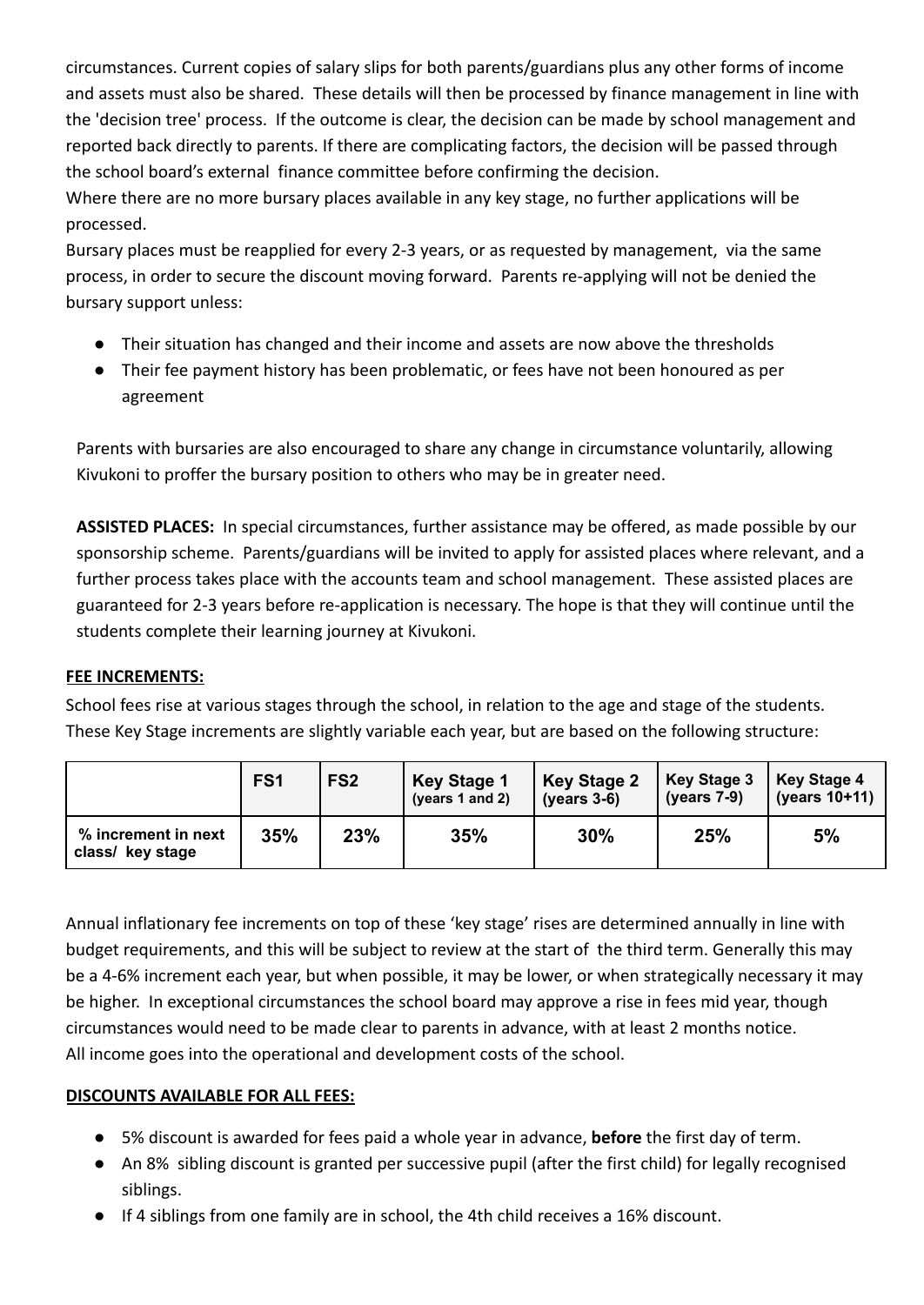circumstances. Current copies of salary slips for both parents/guardians plus any other forms of income and assets must also be shared. These details will then be processed by finance management in line with the 'decision tree' process. If the outcome is clear, the decision can be made by school management and reported back directly to parents. If there are complicating factors, the decision will be passed through the school board's external finance committee before confirming the decision.

Where there are no more bursary places available in any key stage, no further applications will be processed.

Bursary places must be reapplied for every 2-3 years, or as requested by management, via the same process, in order to secure the discount moving forward. Parents re-applying will not be denied the bursary support unless:

- Their situation has changed and their income and assets are now above the thresholds
- Their fee payment history has been problematic, or fees have not been honoured as per agreement

Parents with bursaries are also encouraged to share any change in circumstance voluntarily, allowing Kivukoni to proffer the bursary position to others who may be in greater need.

**ASSISTED PLACES:** In special circumstances, further assistance may be offered, as made possible by our sponsorship scheme. Parents/guardians will be invited to apply for assisted places where relevant, and a further process takes place with the accounts team and school management. These assisted places are guaranteed for 2-3 years before re-application is necessary. The hope is that they will continue until the students complete their learning journey at Kivukoni.

**FEE INCREMENTS:**

School fees rise at various stages through the school, in relation to the age and stage of the students. These Key Stage increments are slightly variable each year, but are based on the following structure:

| | FS1 | FS2 | Key Stage 1 (years 1 and 2) | Key Stage 2 (years 3-6) | Key Stage 3 (years 7-9) | Key Stage 4 (years 10+11) |
|---|---|---|---|---|---|---|
| % increment in next class/ key stage | 35% | 23% | 35% | 30% | 25% | 5% |

Annual inflationary fee increments on top of these 'key stage' rises are determined annually in line with budget requirements, and this will be subject to review at the start of the third term. Generally this may be a 4-6% increment each year, but when possible, it may be lower, or when strategically necessary it may be higher. In exceptional circumstances the school board may approve a rise in fees mid year, though circumstances would need to be made clear to parents in advance, with at least 2 months notice.

All income goes into the operational and development costs of the school.

**DISCOUNTS AVAILABLE FOR ALL FEES:**

- 5% discount is awarded for fees paid a whole year in advance, **before** the first day of term.
- An 8% sibling discount is granted per successive pupil (after the first child) for legally recognised siblings.
- If 4 siblings from one family are in school, the 4th child receives a 16% discount.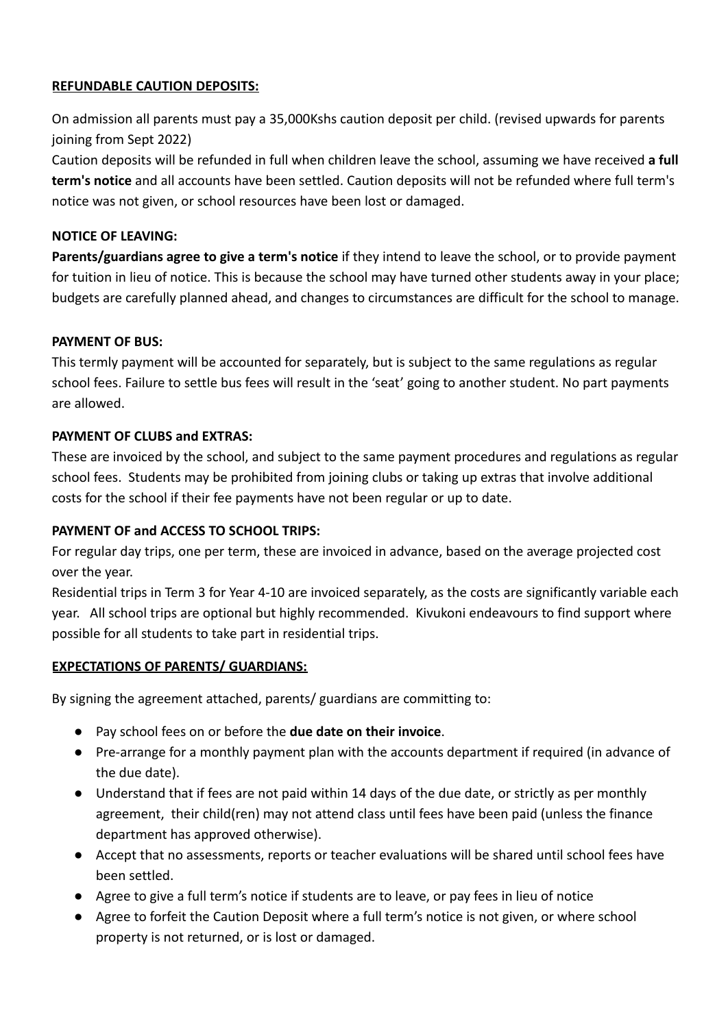**REFUNDABLE CAUTION DEPOSITS:**

On admission all parents must pay a 35,000Kshs caution deposit per child. (revised upwards for parents joining from Sept 2022)

Caution deposits will be refunded in full when children leave the school, assuming we have received **a full term's notice** and all accounts have been settled. Caution deposits will not be refunded where full term's notice was not given, or school resources have been lost or damaged.

**NOTICE OF LEAVING:**

**Parents/guardians agree to give a term's notice** if they intend to leave the school, or to provide payment for tuition in lieu of notice. This is because the school may have turned other students away in your place; budgets are carefully planned ahead, and changes to circumstances are difficult for the school to manage.

**PAYMENT OF BUS:**

This termly payment will be accounted for separately, but is subject to the same regulations as regular school fees. Failure to settle bus fees will result in the 'seat' going to another student. No part payments are allowed.

**PAYMENT OF CLUBS and EXTRAS:**

These are invoiced by the school, and subject to the same payment procedures and regulations as regular school fees. Students may be prohibited from joining clubs or taking up extras that involve additional costs for the school if their fee payments have not been regular or up to date.

**PAYMENT OF and ACCESS TO SCHOOL TRIPS:**

For regular day trips, one per term, these are invoiced in advance, based on the average projected cost over the year.

Residential trips in Term 3 for Year 4-10 are invoiced separately, as the costs are significantly variable each year. All school trips are optional but highly recommended. Kivukoni endeavours to find support where possible for all students to take part in residential trips.

**EXPECTATIONS OF PARENTS/ GUARDIANS:**

By signing the agreement attached, parents/ guardians are committing to:

- Pay school fees on or before the **due date on their invoice**.
- Pre-arrange for a monthly payment plan with the accounts department if required (in advance of the due date).
- Understand that if fees are not paid within 14 days of the due date, or strictly as per monthly agreement, their child(ren) may not attend class until fees have been paid (unless the finance department has approved otherwise).
- Accept that no assessments, reports or teacher evaluations will be shared until school fees have been settled.
- Agree to give a full term's notice if students are to leave, or pay fees in lieu of notice
- Agree to forfeit the Caution Deposit where a full term's notice is not given, or where school property is not returned, or is lost or damaged.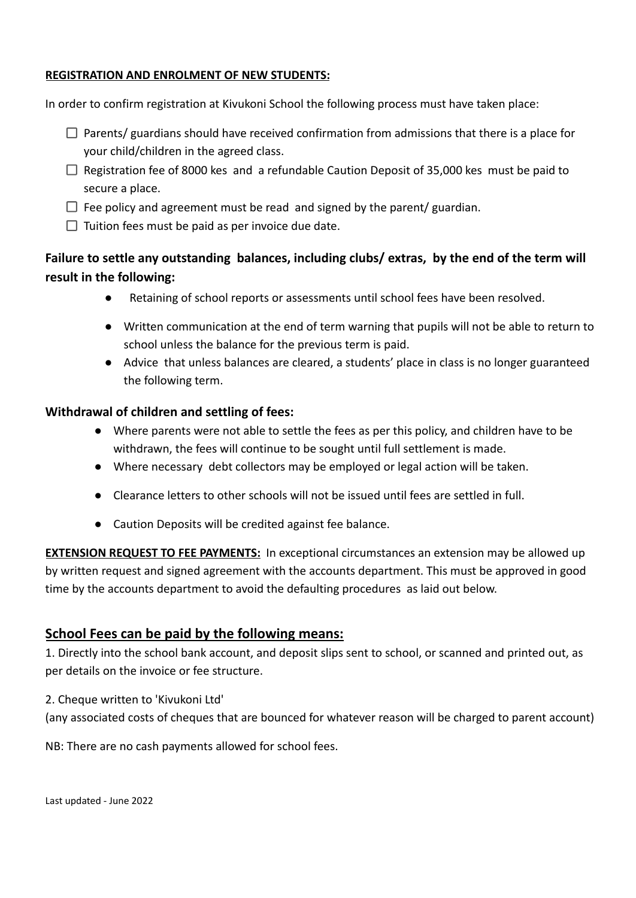**REGISTRATION AND ENROLMENT OF NEW STUDENTS:**

In order to confirm registration at Kivukoni School the following process must have taken place:

- [ ] Parents/ guardians should have received confirmation from admissions that there is a place for your child/children in the agreed class.
- [ ] Registration fee of 8000 kes and a refundable Caution Deposit of 35,000 kes must be paid to secure a place.
- [ ] Fee policy and agreement must be read and signed by the parent/ guardian.
- [ ] Tuition fees must be paid as per invoice due date.

### Failure to settle any outstanding balances, including clubs/ extras, by the end of the term will result in the following:

- Retaining of school reports or assessments until school fees have been resolved.
- Written communication at the end of term warning that pupils will not be able to return to school unless the balance for the previous term is paid.
- Advice that unless balances are cleared, a students' place in class is no longer guaranteed the following term.

### Withdrawal of children and settling of fees:

- Where parents were not able to settle the fees as per this policy, and children have to be withdrawn, the fees will continue to be sought until full settlement is made.
- Where necessary debt collectors may be employed or legal action will be taken.
- Clearance letters to other schools will not be issued until fees are settled in full.
- Caution Deposits will be credited against fee balance.

**EXTENSION REQUEST TO FEE PAYMENTS:** In exceptional circumstances an extension may be allowed up by written request and signed agreement with the accounts department. This must be approved in good time by the accounts department to avoid the defaulting procedures as laid out below.

## School Fees can be paid by the following means:

1. Directly into the school bank account, and deposit slips sent to school, or scanned and printed out, as per details on the invoice or fee structure.

2. Cheque written to 'Kivukoni Ltd'
(any associated costs of cheques that are bounced for whatever reason will be charged to parent account)

NB: There are no cash payments allowed for school fees.

Last updated - June 2022